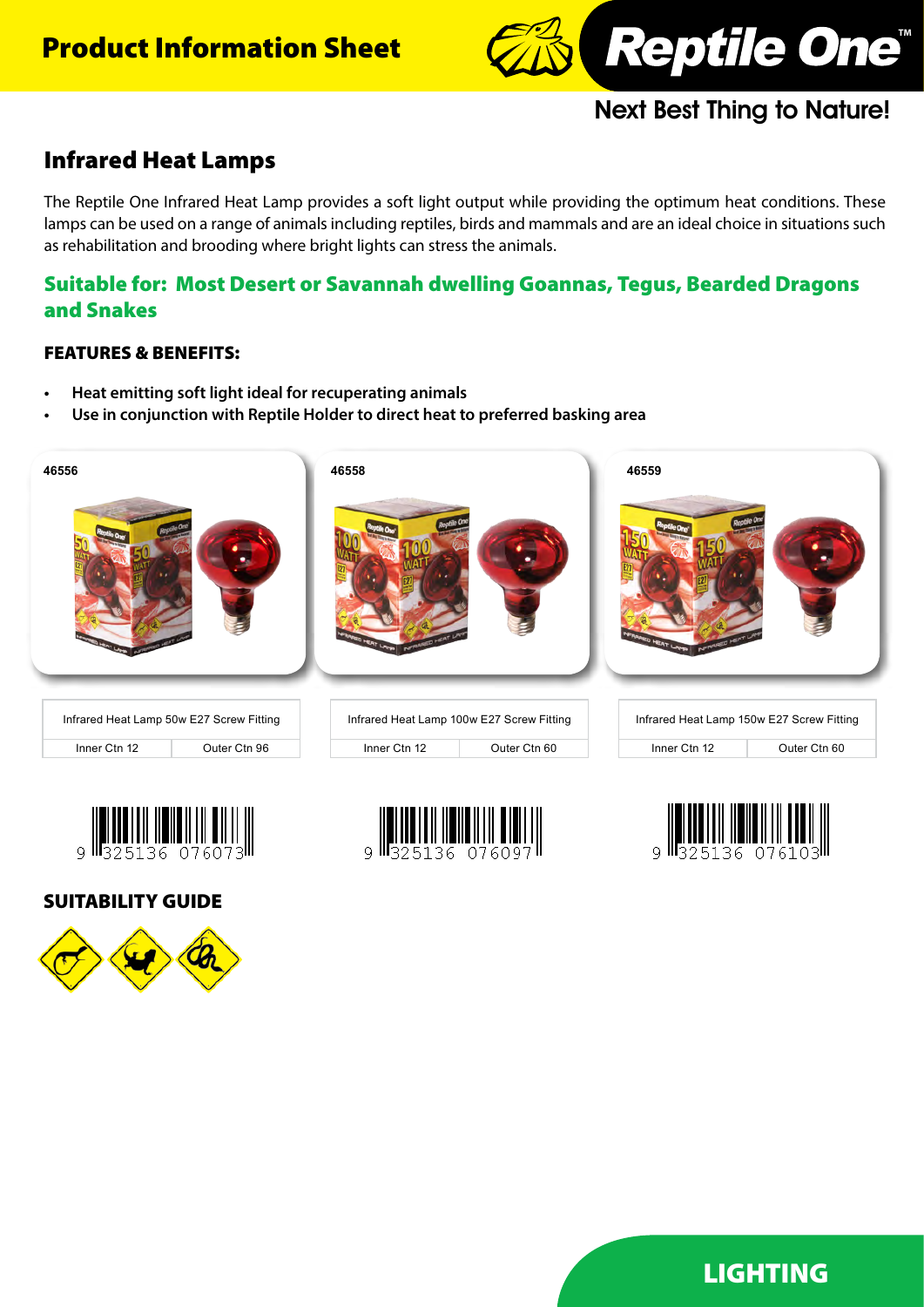# Product Information Sheet

**Reptile One™**

Next Best Thing to Nature!

## Infrared Heat Lamps

The Reptile One Infrared Heat Lamp provides a soft light output while providing the optimum heat conditions. These lamps can be used on a range of animals including reptiles, birds and mammals and are an ideal choice in situations such as rehabilitation and brooding where bright lights can stress the animals.

### Suitable for: Most Desert or Savannah dwelling Goannas, Tegus, Bearded Dragons and Snakes

### FEATURES & BENEFITS:

- **Heat emitting soft light ideal for recuperating animals**
- **Use in conjunction with Reptile Holder to direct heat to preferred basking area**

**46556**

| Infrared Heat Lamp 50w E27 Screw Fitting | |
|---|---|
| Inner Ctn 12 | Outer Ctn 96 |

9 325136 076073

**46558**

| Infrared Heat Lamp 100w E27 Screw Fitting | |
|---|---|
| Inner Ctn 12 | Outer Ctn 60 |

9 325136 076097

**46559**

| Infrared Heat Lamp 150w E27 Screw Fitting | |
|---|---|
| Inner Ctn 12 | Outer Ctn 60 |

9 325136 076103

### SUITABILITY GUIDE

LIGHTING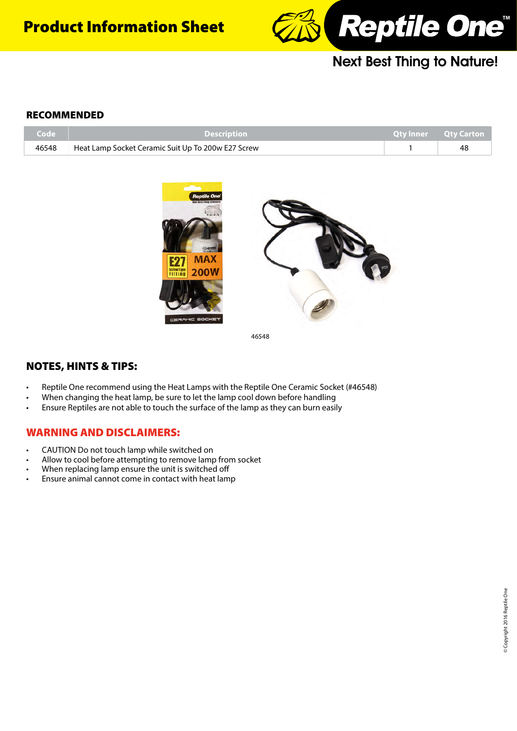# Product Information Sheet

Reptile One™

Next Best Thing to Nature!

## RECOMMENDED

| Code | Description | Qty Inner | Qty Carton |
|---|---|---|---|
| 46548 | Heat Lamp Socket Ceramic Suit Up To 200w E27 Screw | 1 | 48 |

46548

## NOTES, HINTS & TIPS:

- Reptile One recommend using the Heat Lamps with the Reptile One Ceramic Socket (#46548)
- When changing the heat lamp, be sure to let the lamp cool down before handling
- Ensure Reptiles are not able to touch the surface of the lamp as they can burn easily

## WARNING AND DISCLAIMERS:

- CAUTION Do not touch lamp while switched on
- Allow to cool before attempting to remove lamp from socket
- When replacing lamp ensure the unit is switched off
- Ensure animal cannot come in contact with heat lamp

© Copyright 2016 Reptile One